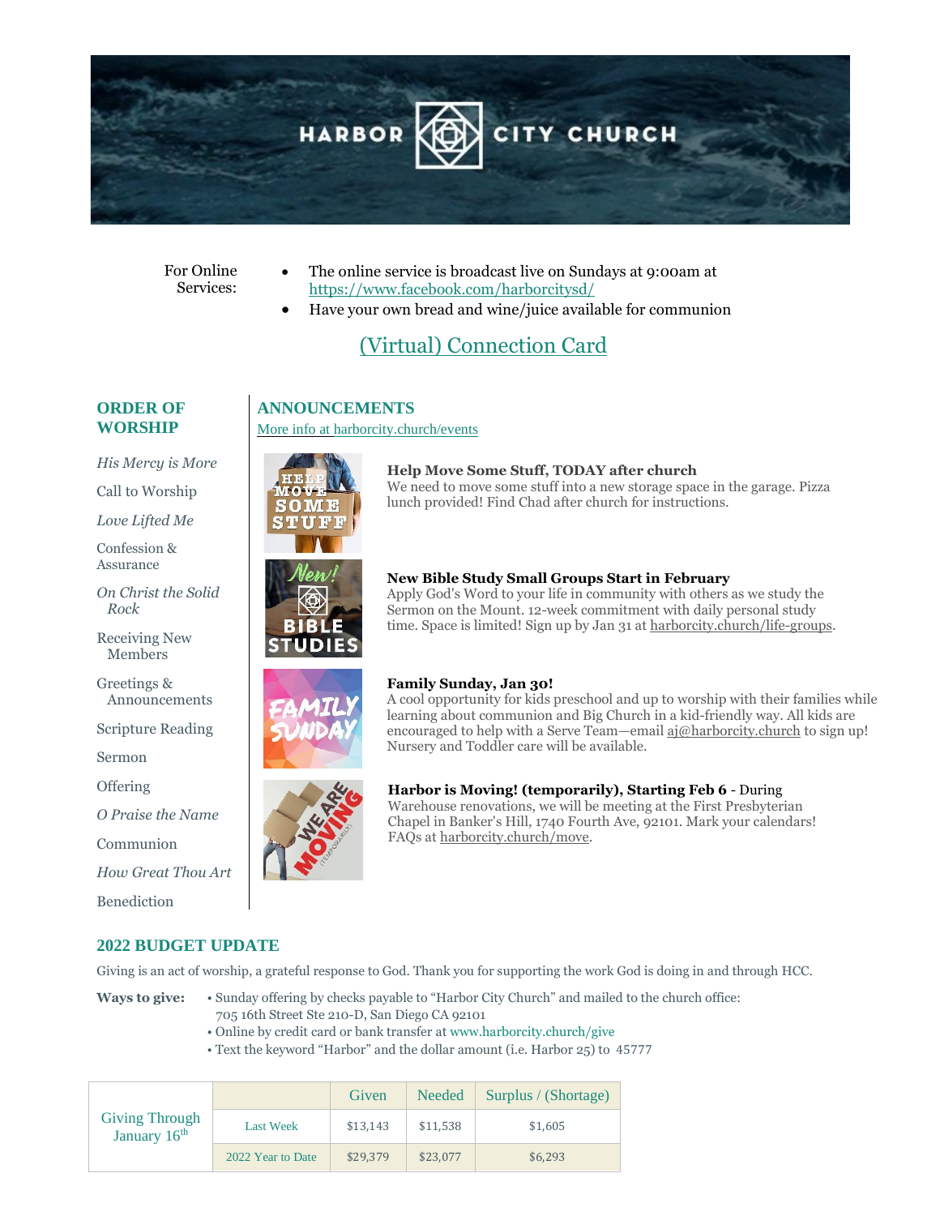# HARBOR CITY CHURCH

For Online Services:

- The online service is broadcast live on Sundays at 9:00am at https://www.facebook.com/harborcitysd/
- Have your own bread and wine/juice available for communion

(Virtual) Connection Card

## ORDER OF WORSHIP

*His Mercy is More*

Call to Worship

*Love Lifted Me*

Confession & Assurance

*On Christ the Solid Rock*

Receiving New Members

Greetings & Announcements

Scripture Reading

Sermon

Offering

*O Praise the Name*

Communion

*How Great Thou Art*

Benediction

## ANNOUNCEMENTS

More info at harborcity.church/events

**Help Move Some Stuff, TODAY after church**
We need to move some stuff into a new storage space in the garage. Pizza lunch provided! Find Chad after church for instructions.

**New Bible Study Small Groups Start in February**
Apply God's Word to your life in community with others as we study the Sermon on the Mount. 12-week commitment with daily personal study time. Space is limited! Sign up by Jan 31 at harborcity.church/life-groups.

**Family Sunday, Jan 30!**
A cool opportunity for kids preschool and up to worship with their families while learning about communion and Big Church in a kid-friendly way. All kids are encouraged to help with a Serve Team—email aj@harborcity.church to sign up! Nursery and Toddler care will be available.

**Harbor is Moving! (temporarily), Starting Feb 6** - During Warehouse renovations, we will be meeting at the First Presbyterian Chapel in Banker's Hill, 1740 Fourth Ave, 92101. Mark your calendars! FAQs at harborcity.church/move.

## 2022 BUDGET UPDATE

Giving is an act of worship, a grateful response to God. Thank you for supporting the work God is doing in and through HCC.

**Ways to give:**

- Sunday offering by checks payable to "Harbor City Church" and mailed to the church office: 705 16th Street Ste 210-D, San Diego CA 92101
- Online by credit card or bank transfer at www.harborcity.church/give
- Text the keyword "Harbor" and the dollar amount (i.e. Harbor 25) to 45777

| Giving Through January 16th | | Given | Needed | Surplus / (Shortage) |
|---|---|---|---|---|
| | Last Week | $13,143 | $11,538 | $1,605 |
| | 2022 Year to Date | $29,379 | $23,077 | $6,293 |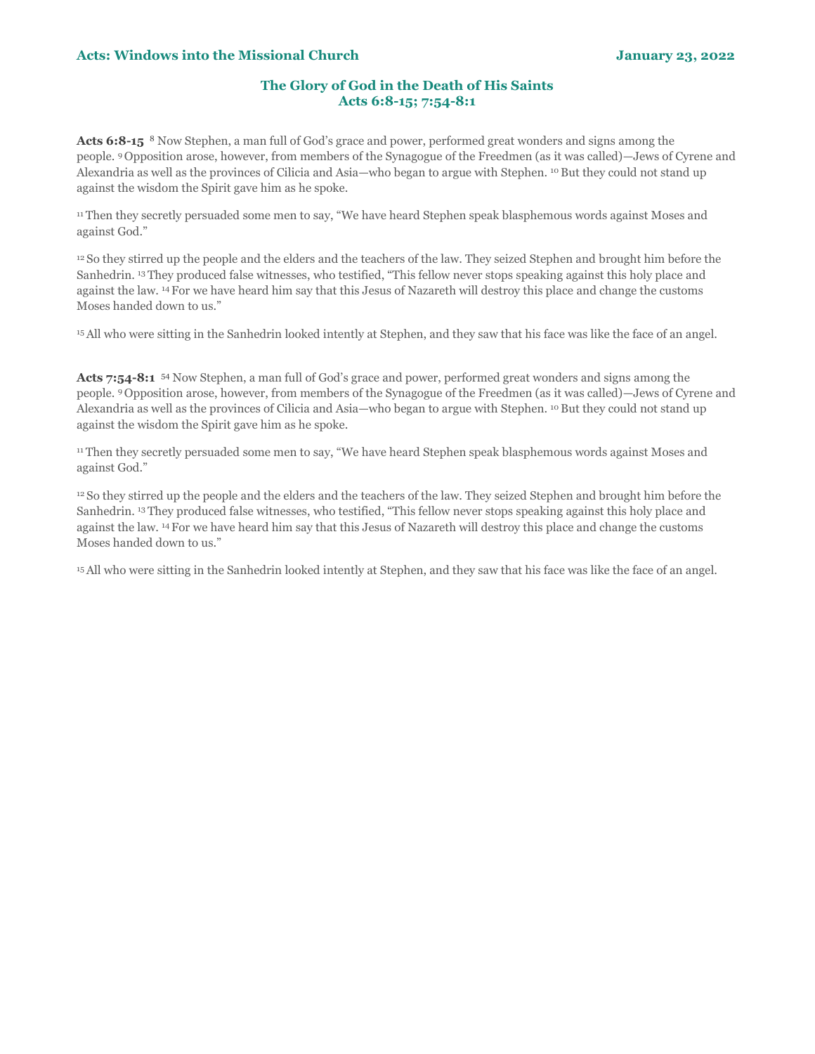**Acts: Windows into the Missional Church** **January 23, 2022**

## The Glory of God in the Death of His Saints
## Acts 6:8-15; 7:54-8:1

**Acts 6:8-15** [8] Now Stephen, a man full of God's grace and power, performed great wonders and signs among the people. [9] Opposition arose, however, from members of the Synagogue of the Freedmen (as it was called)—Jews of Cyrene and Alexandria as well as the provinces of Cilicia and Asia—who began to argue with Stephen. [10] But they could not stand up against the wisdom the Spirit gave him as he spoke.

[11] Then they secretly persuaded some men to say, "We have heard Stephen speak blasphemous words against Moses and against God."

[12] So they stirred up the people and the elders and the teachers of the law. They seized Stephen and brought him before the Sanhedrin. [13] They produced false witnesses, who testified, "This fellow never stops speaking against this holy place and against the law. [14] For we have heard him say that this Jesus of Nazareth will destroy this place and change the customs Moses handed down to us."

[15] All who were sitting in the Sanhedrin looked intently at Stephen, and they saw that his face was like the face of an angel.

**Acts 7:54-8:1** [54] Now Stephen, a man full of God's grace and power, performed great wonders and signs among the people. [9] Opposition arose, however, from members of the Synagogue of the Freedmen (as it was called)—Jews of Cyrene and Alexandria as well as the provinces of Cilicia and Asia—who began to argue with Stephen. [10] But they could not stand up against the wisdom the Spirit gave him as he spoke.

[11] Then they secretly persuaded some men to say, "We have heard Stephen speak blasphemous words against Moses and against God."

[12] So they stirred up the people and the elders and the teachers of the law. They seized Stephen and brought him before the Sanhedrin. [13] They produced false witnesses, who testified, "This fellow never stops speaking against this holy place and against the law. [14] For we have heard him say that this Jesus of Nazareth will destroy this place and change the customs Moses handed down to us."

[15] All who were sitting in the Sanhedrin looked intently at Stephen, and they saw that his face was like the face of an angel.